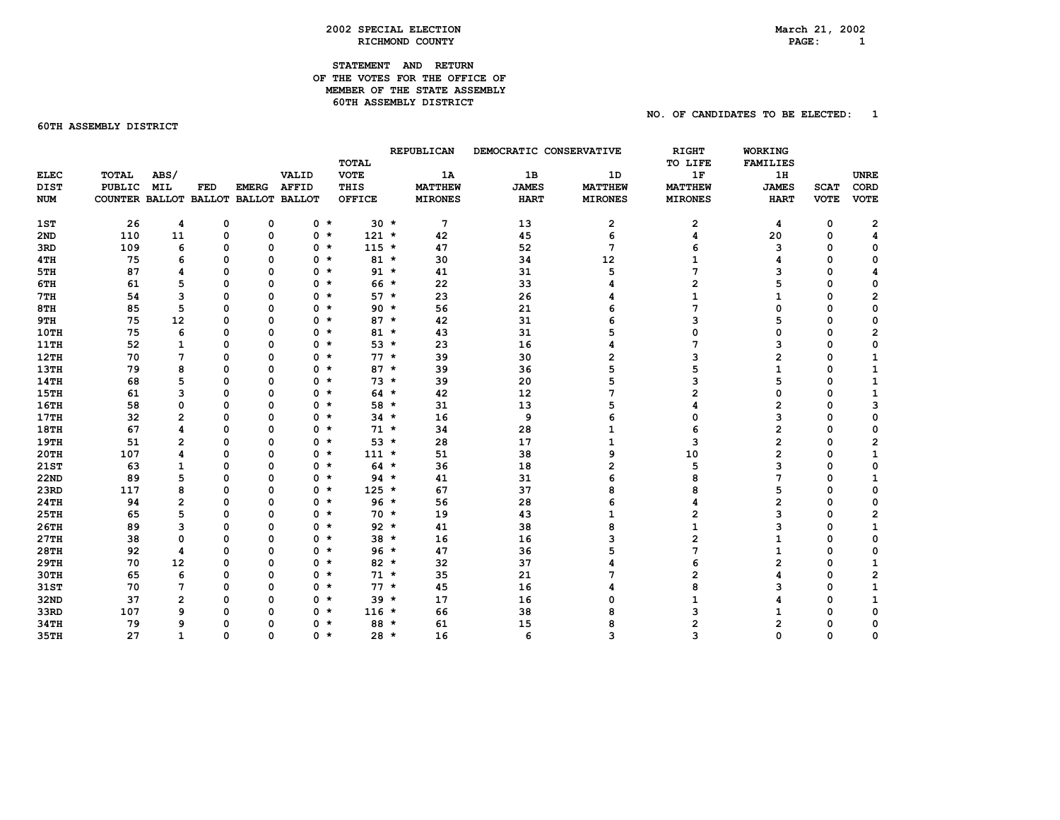# 2002 SPECIAL ELECTION

RICHMOND COUNTY

March 21, 2002

## STATEMENT AND RETURN OF THE VOTES FOR THE OFFICE OF MEMBER OF THE STATE ASSEMBLY 60TH ASSEMBLY DISTRICT

NO. OF CANDIDATES TO BE ELECTED: 1

### 60TH ASSEMBLY DISTRICT

| ELEC DIST NUM | TOTAL PUBLIC COUNTER | ABS/ MIL BALLOT | FED BALLOT | EMERG BALLOT | VALID AFFID BALLOT | | TOTAL VOTE THIS OFFICE | | REPUBLICAN 1A MATTHEW MIRONES | DEMOCRATIC 1B JAMES HART | CONSERVATIVE 1D MATTHEW MIRONES | RIGHT TO LIFE 1F MATTHEW MIRONES | WORKING FAMILIES 1H JAMES HART | SCAT VOTE | UNRECORD VOTE |
|---|---|---|---|---|---|---|---|---|---|---|---|---|---|---|---|
| 1ST | 26 | 4 | 0 | 0 | 0 | * | 30 | * | 7 | 13 | 2 | 2 | 4 | 0 | 2 |
| 2ND | 110 | 11 | 0 | 0 | 0 | * | 121 | * | 42 | 45 | 6 | 4 | 20 | 0 | 4 |
| 3RD | 109 | 6 | 0 | 0 | 0 | * | 115 | * | 47 | 52 | 7 | 6 | 3 | 0 | 0 |
| 4TH | 75 | 6 | 0 | 0 | 0 | * | 81 | * | 30 | 34 | 12 | 1 | 4 | 0 | 0 |
| 5TH | 87 | 4 | 0 | 0 | 0 | * | 91 | * | 41 | 31 | 5 | 7 | 3 | 0 | 4 |
| 6TH | 61 | 5 | 0 | 0 | 0 | * | 66 | * | 22 | 33 | 4 | 2 | 5 | 0 | 0 |
| 7TH | 54 | 3 | 0 | 0 | 0 | * | 57 | * | 23 | 26 | 4 | 1 | 1 | 0 | 2 |
| 8TH | 85 | 5 | 0 | 0 | 0 | * | 90 | * | 56 | 21 | 6 | 7 | 0 | 0 | 0 |
| 9TH | 75 | 12 | 0 | 0 | 0 | * | 87 | * | 42 | 31 | 6 | 3 | 5 | 0 | 0 |
| 10TH | 75 | 6 | 0 | 0 | 0 | * | 81 | * | 43 | 31 | 5 | 0 | 0 | 0 | 2 |
| 11TH | 52 | 1 | 0 | 0 | 0 | * | 53 | * | 23 | 16 | 4 | 7 | 3 | 0 | 0 |
| 12TH | 70 | 7 | 0 | 0 | 0 | * | 77 | * | 39 | 30 | 2 | 3 | 2 | 0 | 1 |
| 13TH | 79 | 8 | 0 | 0 | 0 | * | 87 | * | 39 | 36 | 5 | 5 | 1 | 0 | 1 |
| 14TH | 68 | 5 | 0 | 0 | 0 | * | 73 | * | 39 | 20 | 5 | 3 | 5 | 0 | 1 |
| 15TH | 61 | 3 | 0 | 0 | 0 | * | 64 | * | 42 | 12 | 7 | 2 | 0 | 0 | 1 |
| 16TH | 58 | 0 | 0 | 0 | 0 | * | 58 | * | 31 | 13 | 5 | 4 | 2 | 0 | 3 |
| 17TH | 32 | 2 | 0 | 0 | 0 | * | 34 | * | 16 | 9 | 6 | 0 | 3 | 0 | 0 |
| 18TH | 67 | 4 | 0 | 0 | 0 | * | 71 | * | 34 | 28 | 1 | 6 | 2 | 0 | 0 |
| 19TH | 51 | 2 | 0 | 0 | 0 | * | 53 | * | 28 | 17 | 1 | 3 | 2 | 0 | 2 |
| 20TH | 107 | 4 | 0 | 0 | 0 | * | 111 | * | 51 | 38 | 9 | 10 | 2 | 0 | 1 |
| 21ST | 63 | 1 | 0 | 0 | 0 | * | 64 | * | 36 | 18 | 2 | 5 | 3 | 0 | 0 |
| 22ND | 89 | 5 | 0 | 0 | 0 | * | 94 | * | 41 | 31 | 6 | 8 | 7 | 0 | 1 |
| 23RD | 117 | 8 | 0 | 0 | 0 | * | 125 | * | 67 | 37 | 8 | 8 | 5 | 0 | 0 |
| 24TH | 94 | 2 | 0 | 0 | 0 | * | 96 | * | 56 | 28 | 6 | 4 | 2 | 0 | 0 |
| 25TH | 65 | 5 | 0 | 0 | 0 | * | 70 | * | 19 | 43 | 1 | 2 | 3 | 0 | 2 |
| 26TH | 89 | 3 | 0 | 0 | 0 | * | 92 | * | 41 | 38 | 8 | 1 | 3 | 0 | 1 |
| 27TH | 38 | 0 | 0 | 0 | 0 | * | 38 | * | 16 | 16 | 3 | 2 | 1 | 0 | 0 |
| 28TH | 92 | 4 | 0 | 0 | 0 | * | 96 | * | 47 | 36 | 5 | 7 | 1 | 0 | 0 |
| 29TH | 70 | 12 | 0 | 0 | 0 | * | 82 | * | 32 | 37 | 4 | 6 | 2 | 0 | 1 |
| 30TH | 65 | 6 | 0 | 0 | 0 | * | 71 | * | 35 | 21 | 7 | 2 | 4 | 0 | 2 |
| 31ST | 70 | 7 | 0 | 0 | 0 | * | 77 | * | 45 | 16 | 4 | 8 | 3 | 0 | 1 |
| 32ND | 37 | 2 | 0 | 0 | 0 | * | 39 | * | 17 | 16 | 0 | 1 | 4 | 0 | 1 |
| 33RD | 107 | 9 | 0 | 0 | 0 | * | 116 | * | 66 | 38 | 8 | 3 | 1 | 0 | 0 |
| 34TH | 79 | 9 | 0 | 0 | 0 | * | 88 | * | 61 | 15 | 8 | 2 | 2 | 0 | 0 |
| 35TH | 27 | 1 | 0 | 0 | 0 | * | 28 | * | 16 | 6 | 3 | 3 | 0 | 0 | 0 |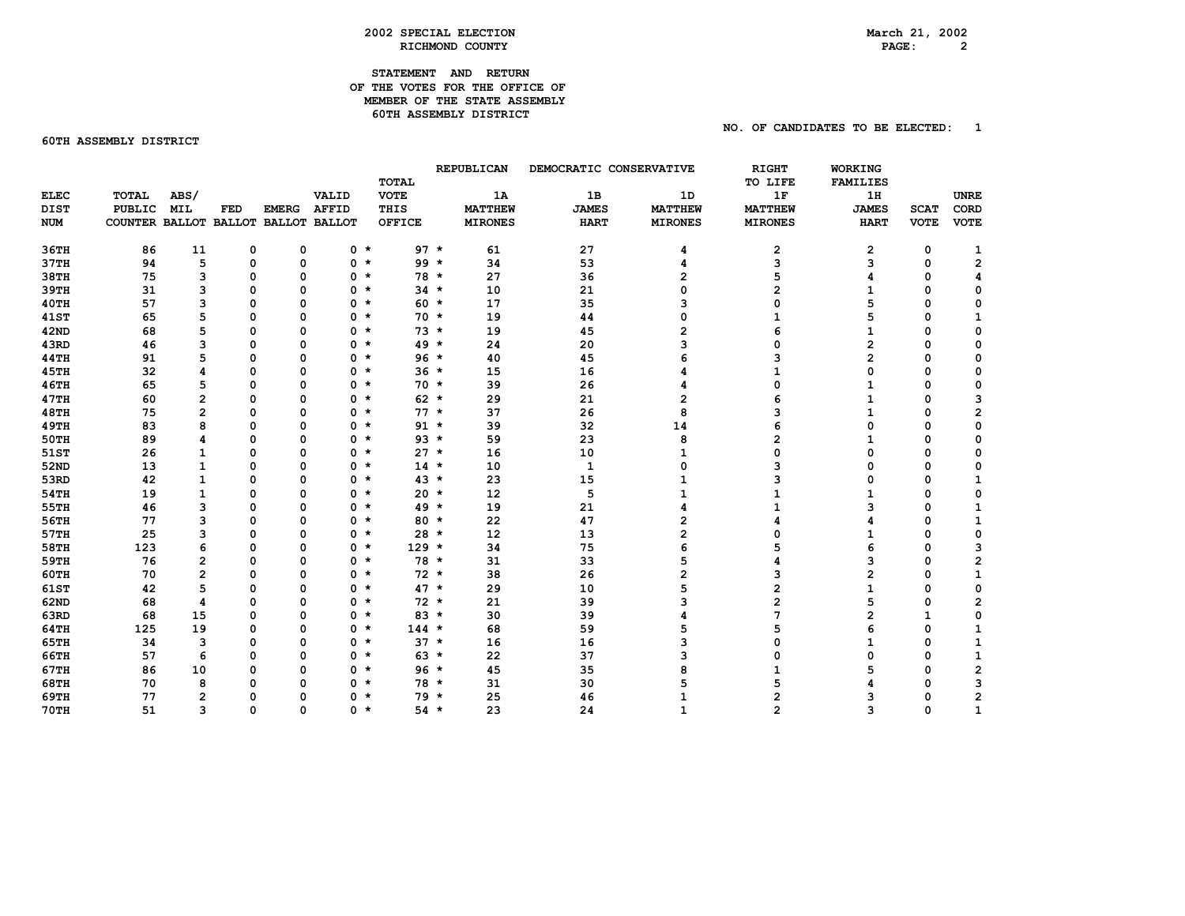2002 SPECIAL ELECTION
RICHMOND COUNTY

March 21, 2002

**STATEMENT AND RETURN**
**OF THE VOTES FOR THE OFFICE OF**
**MEMBER OF THE STATE ASSEMBLY**
**60TH ASSEMBLY DISTRICT**

NO. OF CANDIDATES TO BE ELECTED: 1

60TH ASSEMBLY DISTRICT

| ELEC DIST NUM | TOTAL PUBLIC COUNTER | ABS/ MIL BALLOT | FED BALLOT | EMERG BALLOT | VALID AFFID BALLOT | TOTAL VOTE THIS OFFICE | REPUBLICAN 1A MATTHEW MIRONES | DEMOCRATIC 1B JAMES HART | CONSERVATIVE 1D MATTHEW MIRONES | RIGHT TO LIFE 1F MATTHEW MIRONES | WORKING FAMILIES 1H JAMES HART | SCAT VOTE | UNRE CORD VOTE |
|---|---|---|---|---|---|---|---|---|---|---|---|---|---|
| 36TH | 86 | 11 | 0 | 0 | 0 * | 97 * | 61 | 27 | 4 | 2 | 2 | 0 | 1 |
| 37TH | 94 | 5 | 0 | 0 | 0 * | 99 * | 34 | 53 | 4 | 3 | 3 | 0 | 2 |
| 38TH | 75 | 3 | 0 | 0 | 0 * | 78 * | 27 | 36 | 2 | 5 | 4 | 0 | 4 |
| 39TH | 31 | 3 | 0 | 0 | 0 * | 34 * | 10 | 21 | 0 | 2 | 1 | 0 | 0 |
| 40TH | 57 | 3 | 0 | 0 | 0 * | 60 * | 17 | 35 | 3 | 0 | 5 | 0 | 0 |
| 41ST | 65 | 5 | 0 | 0 | 0 * | 70 * | 19 | 44 | 0 | 1 | 5 | 0 | 1 |
| 42ND | 68 | 5 | 0 | 0 | 0 * | 73 * | 19 | 45 | 2 | 6 | 1 | 0 | 0 |
| 43RD | 46 | 3 | 0 | 0 | 0 * | 49 * | 24 | 20 | 3 | 0 | 2 | 0 | 0 |
| 44TH | 91 | 5 | 0 | 0 | 0 * | 96 * | 40 | 45 | 6 | 3 | 2 | 0 | 0 |
| 45TH | 32 | 4 | 0 | 0 | 0 * | 36 * | 15 | 16 | 4 | 1 | 0 | 0 | 0 |
| 46TH | 65 | 5 | 0 | 0 | 0 * | 70 * | 39 | 26 | 4 | 0 | 1 | 0 | 0 |
| 47TH | 60 | 2 | 0 | 0 | 0 * | 62 * | 29 | 21 | 2 | 6 | 1 | 0 | 3 |
| 48TH | 75 | 2 | 0 | 0 | 0 * | 77 * | 37 | 26 | 8 | 3 | 1 | 0 | 2 |
| 49TH | 83 | 8 | 0 | 0 | 0 * | 91 * | 39 | 32 | 14 | 6 | 0 | 0 | 0 |
| 50TH | 89 | 4 | 0 | 0 | 0 * | 93 * | 59 | 23 | 8 | 2 | 1 | 0 | 0 |
| 51ST | 26 | 1 | 0 | 0 | 0 * | 27 * | 16 | 10 | 1 | 0 | 0 | 0 | 0 |
| 52ND | 13 | 1 | 0 | 0 | 0 * | 14 * | 10 | 1 | 0 | 3 | 0 | 0 | 0 |
| 53RD | 42 | 1 | 0 | 0 | 0 * | 43 * | 23 | 15 | 1 | 3 | 0 | 0 | 1 |
| 54TH | 19 | 1 | 0 | 0 | 0 * | 20 * | 12 | 5 | 1 | 1 | 1 | 0 | 0 |
| 55TH | 46 | 3 | 0 | 0 | 0 * | 49 * | 19 | 21 | 4 | 1 | 3 | 0 | 1 |
| 56TH | 77 | 3 | 0 | 0 | 0 * | 80 * | 22 | 47 | 2 | 4 | 4 | 0 | 1 |
| 57TH | 25 | 3 | 0 | 0 | 0 * | 28 * | 12 | 13 | 2 | 0 | 1 | 0 | 0 |
| 58TH | 123 | 6 | 0 | 0 | 0 * | 129 * | 34 | 75 | 6 | 5 | 6 | 0 | 3 |
| 59TH | 76 | 2 | 0 | 0 | 0 * | 78 * | 31 | 33 | 5 | 4 | 3 | 0 | 2 |
| 60TH | 70 | 2 | 0 | 0 | 0 * | 72 * | 38 | 26 | 2 | 3 | 2 | 0 | 1 |
| 61ST | 42 | 5 | 0 | 0 | 0 * | 47 * | 29 | 10 | 5 | 2 | 1 | 0 | 0 |
| 62ND | 68 | 4 | 0 | 0 | 0 * | 72 * | 21 | 39 | 3 | 2 | 5 | 0 | 2 |
| 63RD | 68 | 15 | 0 | 0 | 0 * | 83 * | 30 | 39 | 4 | 7 | 2 | 1 | 0 |
| 64TH | 125 | 19 | 0 | 0 | 0 * | 144 * | 68 | 59 | 5 | 5 | 6 | 0 | 1 |
| 65TH | 34 | 3 | 0 | 0 | 0 * | 37 * | 16 | 16 | 3 | 0 | 1 | 0 | 1 |
| 66TH | 57 | 6 | 0 | 0 | 0 * | 63 * | 22 | 37 | 3 | 0 | 0 | 0 | 1 |
| 67TH | 86 | 10 | 0 | 0 | 0 * | 96 * | 45 | 35 | 8 | 1 | 5 | 0 | 2 |
| 68TH | 70 | 8 | 0 | 0 | 0 * | 78 * | 31 | 30 | 5 | 5 | 4 | 0 | 3 |
| 69TH | 77 | 2 | 0 | 0 | 0 * | 79 * | 25 | 46 | 1 | 2 | 3 | 0 | 2 |
| 70TH | 51 | 3 | 0 | 0 | 0 * | 54 * | 23 | 24 | 1 | 2 | 3 | 0 | 1 |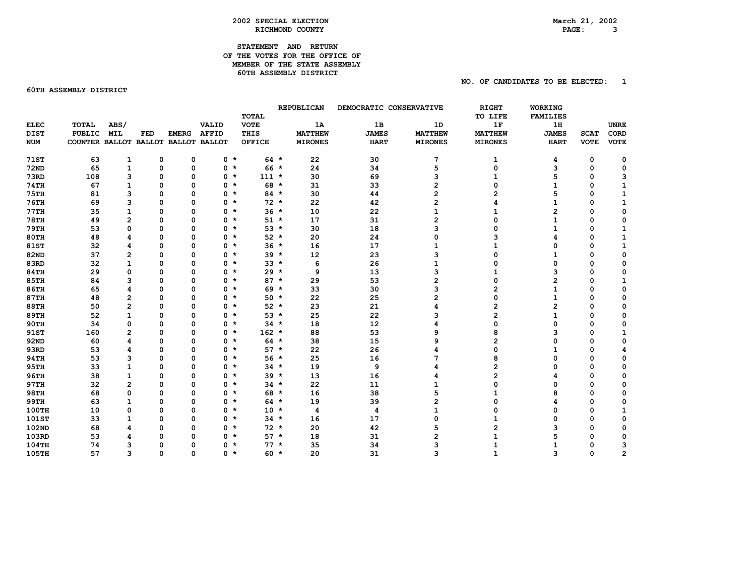2002 SPECIAL ELECTION
RICHMOND COUNTY

March 21, 2002

## STATEMENT AND RETURN OF THE VOTES FOR THE OFFICE OF MEMBER OF THE STATE ASSEMBLY 60TH ASSEMBLY DISTRICT

NO. OF CANDIDATES TO BE ELECTED: 1

### 60TH ASSEMBLY DISTRICT

| ELEC DIST NUM | TOTAL PUBLIC COUNTER | ABS/ MIL BALLOT | FED BALLOT | EMERG BALLOT | VALID AFFID BALLOT | TOTAL VOTE THIS OFFICE | REPUBLICAN 1A MATTHEW MIRONES | DEMOCRATIC 1B JAMES HART | CONSERVATIVE 1D MATTHEW MIRONES | RIGHT TO LIFE 1F MATTHEW MIRONES | WORKING FAMILIES 1H JAMES HART | SCAT VOTE | UNRE CORD VOTE |
|---|---|---|---|---|---|---|---|---|---|---|---|---|---|
| 71ST | 63 | 1 | 0 | 0 | 0 * | 64 * | 22 | 30 | 7 | 1 | 4 | 0 | 0 |
| 72ND | 65 | 1 | 0 | 0 | 0 * | 66 * | 24 | 34 | 5 | 0 | 3 | 0 | 0 |
| 73RD | 108 | 3 | 0 | 0 | 0 * | 111 * | 30 | 69 | 3 | 1 | 5 | 0 | 3 |
| 74TH | 67 | 1 | 0 | 0 | 0 * | 68 * | 31 | 33 | 2 | 0 | 1 | 0 | 1 |
| 75TH | 81 | 3 | 0 | 0 | 0 * | 84 * | 30 | 44 | 2 | 2 | 5 | 0 | 1 |
| 76TH | 69 | 3 | 0 | 0 | 0 * | 72 * | 22 | 42 | 2 | 4 | 1 | 0 | 1 |
| 77TH | 35 | 1 | 0 | 0 | 0 * | 36 * | 10 | 22 | 1 | 1 | 2 | 0 | 0 |
| 78TH | 49 | 2 | 0 | 0 | 0 * | 51 * | 17 | 31 | 2 | 0 | 1 | 0 | 0 |
| 79TH | 53 | 0 | 0 | 0 | 0 * | 53 * | 30 | 18 | 3 | 0 | 1 | 0 | 1 |
| 80TH | 48 | 4 | 0 | 0 | 0 * | 52 * | 20 | 24 | 0 | 3 | 4 | 0 | 1 |
| 81ST | 32 | 4 | 0 | 0 | 0 * | 36 * | 16 | 17 | 1 | 1 | 0 | 0 | 1 |
| 82ND | 37 | 2 | 0 | 0 | 0 * | 39 * | 12 | 23 | 3 | 0 | 1 | 0 | 0 |
| 83RD | 32 | 1 | 0 | 0 | 0 * | 33 * | 6 | 26 | 1 | 0 | 0 | 0 | 0 |
| 84TH | 29 | 0 | 0 | 0 | 0 * | 29 * | 9 | 13 | 3 | 1 | 3 | 0 | 0 |
| 85TH | 84 | 3 | 0 | 0 | 0 * | 87 * | 29 | 53 | 2 | 0 | 2 | 0 | 1 |
| 86TH | 65 | 4 | 0 | 0 | 0 * | 69 * | 33 | 30 | 3 | 2 | 1 | 0 | 0 |
| 87TH | 48 | 2 | 0 | 0 | 0 * | 50 * | 22 | 25 | 2 | 0 | 1 | 0 | 0 |
| 88TH | 50 | 2 | 0 | 0 | 0 * | 52 * | 23 | 21 | 4 | 2 | 2 | 0 | 0 |
| 89TH | 52 | 1 | 0 | 0 | 0 * | 53 * | 25 | 22 | 3 | 2 | 1 | 0 | 0 |
| 90TH | 34 | 0 | 0 | 0 | 0 * | 34 * | 18 | 12 | 4 | 0 | 0 | 0 | 0 |
| 91ST | 160 | 2 | 0 | 0 | 0 * | 162 * | 88 | 53 | 9 | 8 | 3 | 0 | 1 |
| 92ND | 60 | 4 | 0 | 0 | 0 * | 64 * | 38 | 15 | 9 | 2 | 0 | 0 | 0 |
| 93RD | 53 | 4 | 0 | 0 | 0 * | 57 * | 22 | 26 | 4 | 0 | 1 | 0 | 4 |
| 94TH | 53 | 3 | 0 | 0 | 0 * | 56 * | 25 | 16 | 7 | 8 | 0 | 0 | 0 |
| 95TH | 33 | 1 | 0 | 0 | 0 * | 34 * | 19 | 9 | 4 | 2 | 0 | 0 | 0 |
| 96TH | 38 | 1 | 0 | 0 | 0 * | 39 * | 13 | 16 | 4 | 2 | 4 | 0 | 0 |
| 97TH | 32 | 2 | 0 | 0 | 0 * | 34 * | 22 | 11 | 1 | 0 | 0 | 0 | 0 |
| 98TH | 68 | 0 | 0 | 0 | 0 * | 68 * | 16 | 38 | 5 | 1 | 8 | 0 | 0 |
| 99TH | 63 | 1 | 0 | 0 | 0 * | 64 * | 19 | 39 | 2 | 0 | 4 | 0 | 0 |
| 100TH | 10 | 0 | 0 | 0 | 0 * | 10 * | 4 | 4 | 1 | 0 | 0 | 0 | 1 |
| 101ST | 33 | 1 | 0 | 0 | 0 * | 34 * | 16 | 17 | 0 | 1 | 0 | 0 | 0 |
| 102ND | 68 | 4 | 0 | 0 | 0 * | 72 * | 20 | 42 | 5 | 2 | 3 | 0 | 0 |
| 103RD | 53 | 4 | 0 | 0 | 0 * | 57 * | 18 | 31 | 2 | 1 | 5 | 0 | 0 |
| 104TH | 74 | 3 | 0 | 0 | 0 * | 77 * | 35 | 34 | 3 | 1 | 1 | 0 | 3 |
| 105TH | 57 | 3 | 0 | 0 | 0 * | 60 * | 20 | 31 | 3 | 1 | 3 | 0 | 2 |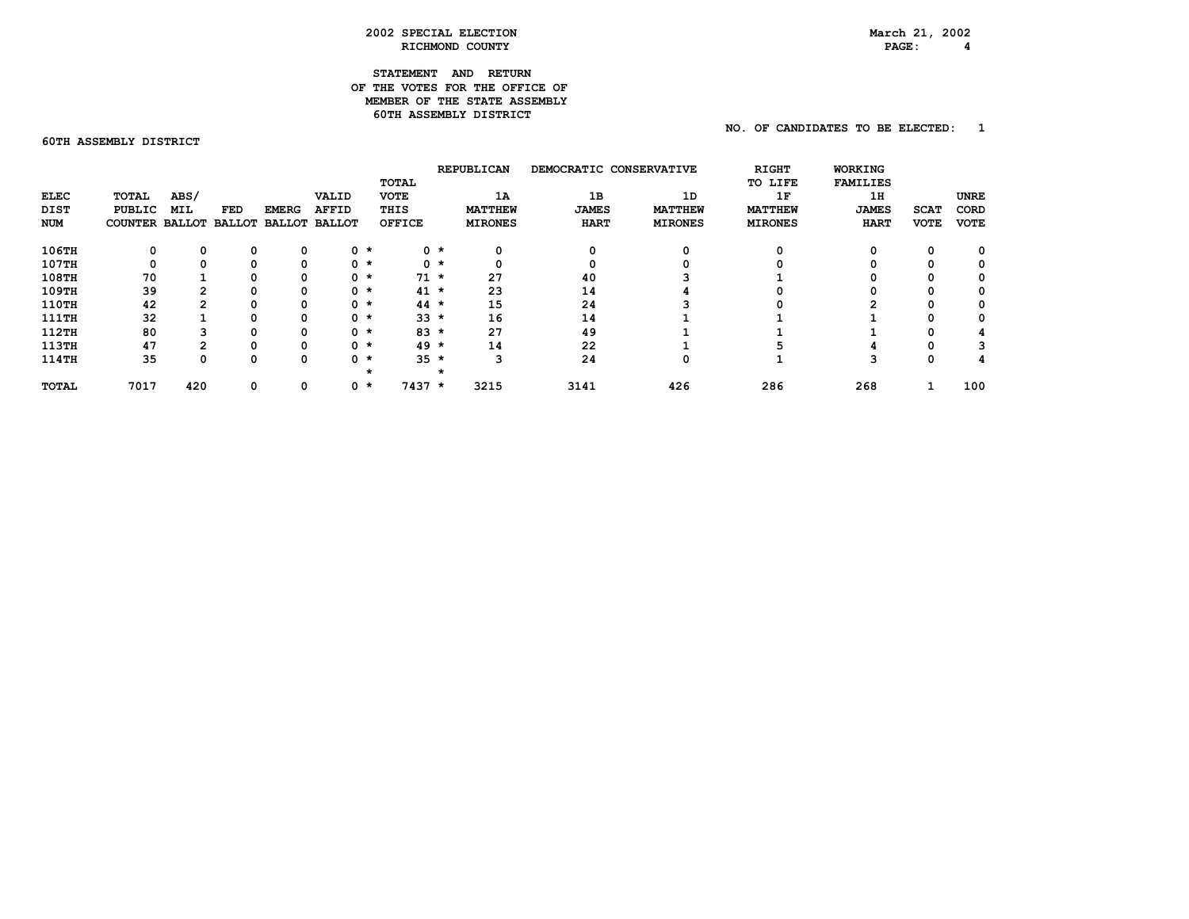2002 SPECIAL ELECTION
RICHMOND COUNTY

March 21, 2002

STATEMENT AND RETURN
OF THE VOTES FOR THE OFFICE OF
MEMBER OF THE STATE ASSEMBLY
60TH ASSEMBLY DISTRICT

NO. OF CANDIDATES TO BE ELECTED: 1

60TH ASSEMBLY DISTRICT

| ELEC DIST NUM | TOTAL PUBLIC COUNTER | ABS/ MIL BALLOT | FED BALLOT | EMERG BALLOT | VALID AFFID BALLOT | | TOTAL VOTE THIS OFFICE | | REPUBLICAN 1A MATTHEW MIRONES | DEMOCRATIC 1B JAMES HART | CONSERVATIVE 1D MATTHEW MIRONES | RIGHT TO LIFE 1F MATTHEW MIRONES | WORKING FAMILIES 1H JAMES HART | SCAT VOTE | UNRE CORD VOTE |
|---|---|---|---|---|---|---|---|---|---|---|---|---|---|---|---|
| 106TH | 0 | 0 | 0 | 0 | 0 | * | 0 | * | 0 | 0 | 0 | 0 | 0 | 0 | 0 |
| 107TH | 0 | 0 | 0 | 0 | 0 | * | 0 | * | 0 | 0 | 0 | 0 | 0 | 0 | 0 |
| 108TH | 70 | 1 | 0 | 0 | 0 | * | 71 | * | 27 | 40 | 3 | 1 | 0 | 0 | 0 |
| 109TH | 39 | 2 | 0 | 0 | 0 | * | 41 | * | 23 | 14 | 4 | 0 | 0 | 0 | 0 |
| 110TH | 42 | 2 | 0 | 0 | 0 | * | 44 | * | 15 | 24 | 3 | 0 | 2 | 0 | 0 |
| 111TH | 32 | 1 | 0 | 0 | 0 | * | 33 | * | 16 | 14 | 1 | 1 | 1 | 0 | 0 |
| 112TH | 80 | 3 | 0 | 0 | 0 | * | 83 | * | 27 | 49 | 1 | 1 | 1 | 0 | 4 |
| 113TH | 47 | 2 | 0 | 0 | 0 | * | 49 | * | 14 | 22 | 1 | 5 | 4 | 0 | 3 |
| 114TH | 35 | 0 | 0 | 0 | 0 | * | 35 | * | 3 | 24 | 0 | 1 | 3 | 0 | 4 |
| | | | | | | * | | * | | | | | | | |
| TOTAL | 7017 | 420 | 0 | 0 | 0 | * | 7437 | * | 3215 | 3141 | 426 | 286 | 268 | 1 | 100 |